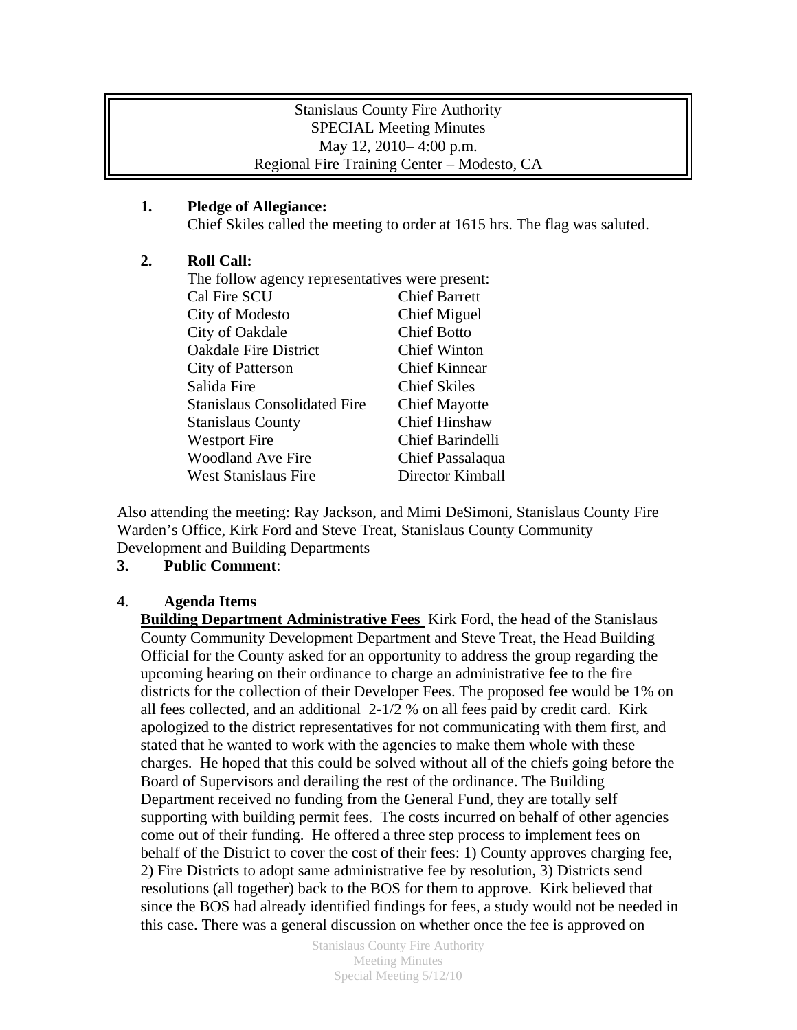Stanislaus County Fire Authority
SPECIAL Meeting Minutes
May 12, 2010– 4:00 p.m.
Regional Fire Training Center – Modesto, CA

**1. Pledge of Allegiance:**
Chief Skiles called the meeting to order at 1615 hrs. The flag was saluted.

**2. Roll Call:**
The follow agency representatives were present:

| | |
|---|---|
| Cal Fire SCU | Chief Barrett |
| City of Modesto | Chief Miguel |
| City of Oakdale | Chief Botto |
| Oakdale Fire District | Chief Winton |
| City of Patterson | Chief Kinnear |
| Salida Fire | Chief Skiles |
| Stanislaus Consolidated Fire | Chief Mayotte |
| Stanislaus County | Chief Hinshaw |
| Westport Fire | Chief Barindelli |
| Woodland Ave Fire | Chief Passalaqua |
| West Stanislaus Fire | Director Kimball |

Also attending the meeting: Ray Jackson, and Mimi DeSimoni, Stanislaus County Fire Warden's Office, Kirk Ford and Steve Treat, Stanislaus County Community Development and Building Departments

**3. Public Comment**:

**4. Agenda Items**

**Building Department Administrative Fees** Kirk Ford, the head of the Stanislaus County Community Development Department and Steve Treat, the Head Building Official for the County asked for an opportunity to address the group regarding the upcoming hearing on their ordinance to charge an administrative fee to the fire districts for the collection of their Developer Fees. The proposed fee would be 1% on all fees collected, and an additional 2-1/2 % on all fees paid by credit card. Kirk apologized to the district representatives for not communicating with them first, and stated that he wanted to work with the agencies to make them whole with these charges. He hoped that this could be solved without all of the chiefs going before the Board of Supervisors and derailing the rest of the ordinance. The Building Department received no funding from the General Fund, they are totally self supporting with building permit fees. The costs incurred on behalf of other agencies come out of their funding. He offered a three step process to implement fees on behalf of the District to cover the cost of their fees: 1) County approves charging fee, 2) Fire Districts to adopt same administrative fee by resolution, 3) Districts send resolutions (all together) back to the BOS for them to approve. Kirk believed that since the BOS had already identified findings for fees, a study would not be needed in this case. There was a general discussion on whether once the fee is approved on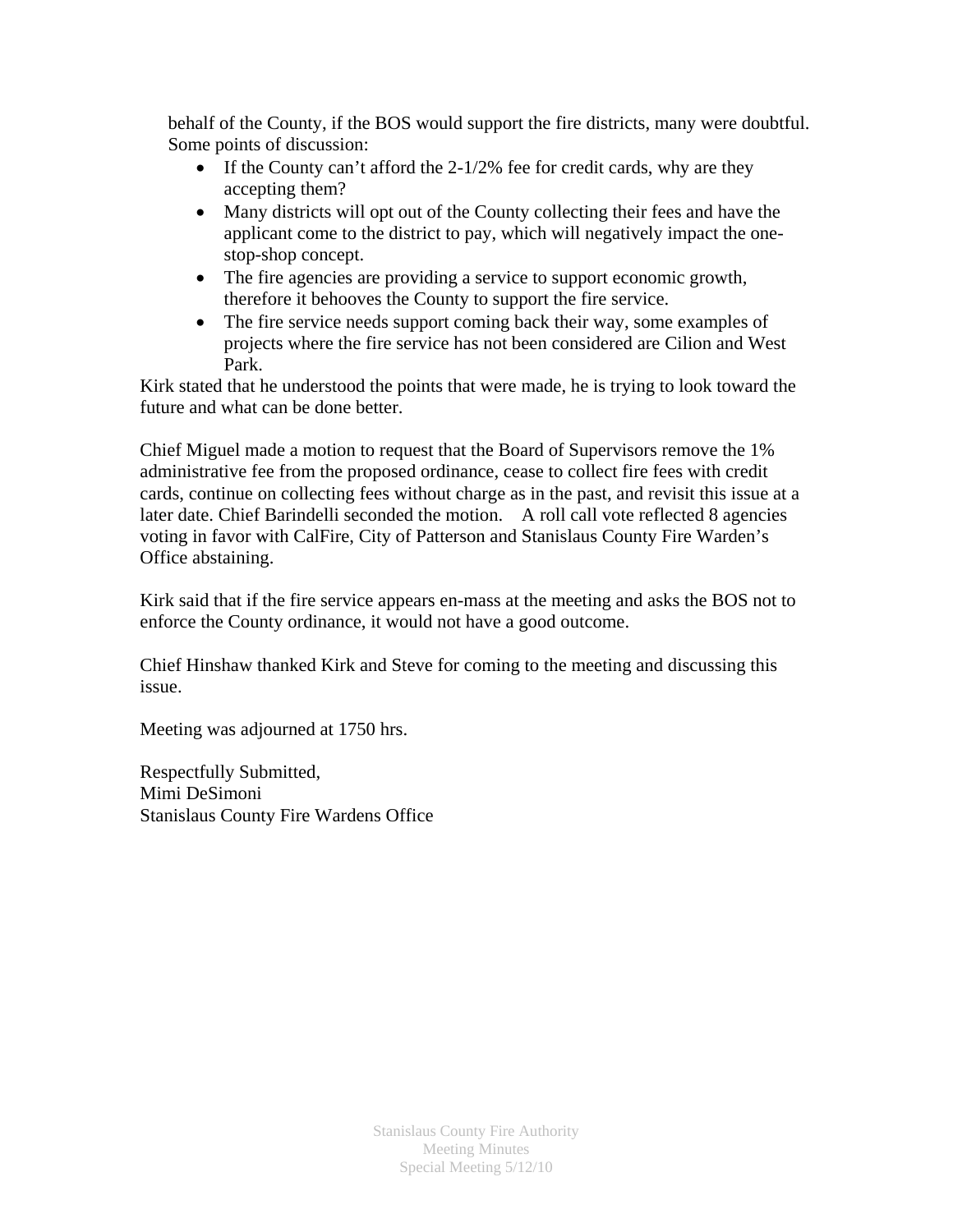behalf of the County, if the BOS would support the fire districts, many were doubtful. Some points of discussion:

- If the County can't afford the 2-1/2% fee for credit cards, why are they accepting them?
- Many districts will opt out of the County collecting their fees and have the applicant come to the district to pay, which will negatively impact the one-stop-shop concept.
- The fire agencies are providing a service to support economic growth, therefore it behooves the County to support the fire service.
- The fire service needs support coming back their way, some examples of projects where the fire service has not been considered are Cilion and West Park.

Kirk stated that he understood the points that were made, he is trying to look toward the future and what can be done better.

Chief Miguel made a motion to request that the Board of Supervisors remove the 1% administrative fee from the proposed ordinance, cease to collect fire fees with credit cards, continue on collecting fees without charge as in the past, and revisit this issue at a later date. Chief Barindelli seconded the motion. A roll call vote reflected 8 agencies voting in favor with CalFire, City of Patterson and Stanislaus County Fire Warden's Office abstaining.

Kirk said that if the fire service appears en-mass at the meeting and asks the BOS not to enforce the County ordinance, it would not have a good outcome.

Chief Hinshaw thanked Kirk and Steve for coming to the meeting and discussing this issue.

Meeting was adjourned at 1750 hrs.

Respectfully Submitted,
Mimi DeSimoni
Stanislaus County Fire Wardens Office